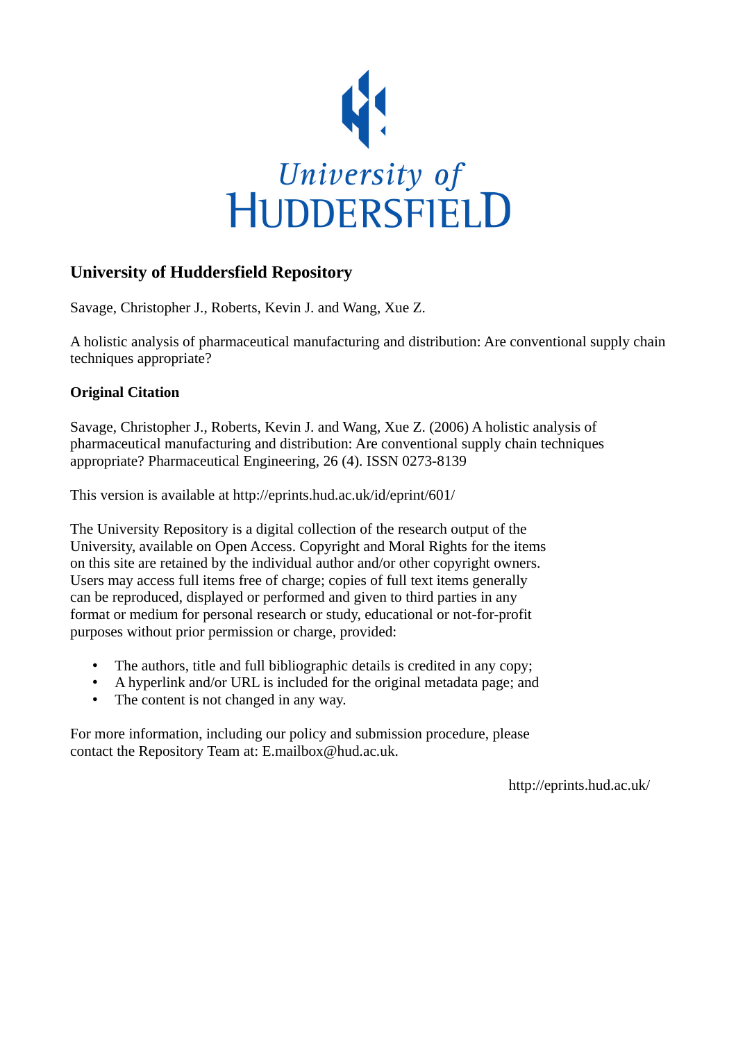University of
HUDDERSFIELD

## University of Huddersfield Repository

Savage, Christopher J., Roberts, Kevin J. and Wang, Xue Z.

A holistic analysis of pharmaceutical manufacturing and distribution: Are conventional supply chain techniques appropriate?

### Original Citation

Savage, Christopher J., Roberts, Kevin J. and Wang, Xue Z. (2006) A holistic analysis of pharmaceutical manufacturing and distribution: Are conventional supply chain techniques appropriate? Pharmaceutical Engineering, 26 (4). ISSN 0273-8139

This version is available at http://eprints.hud.ac.uk/id/eprint/601/

The University Repository is a digital collection of the research output of the University, available on Open Access. Copyright and Moral Rights for the items on this site are retained by the individual author and/or other copyright owners. Users may access full items free of charge; copies of full text items generally can be reproduced, displayed or performed and given to third parties in any format or medium for personal research or study, educational or not-for-profit purposes without prior permission or charge, provided:

- The authors, title and full bibliographic details is credited in any copy;
- A hyperlink and/or URL is included for the original metadata page; and
- The content is not changed in any way.

For more information, including our policy and submission procedure, please contact the Repository Team at: E.mailbox@hud.ac.uk.

http://eprints.hud.ac.uk/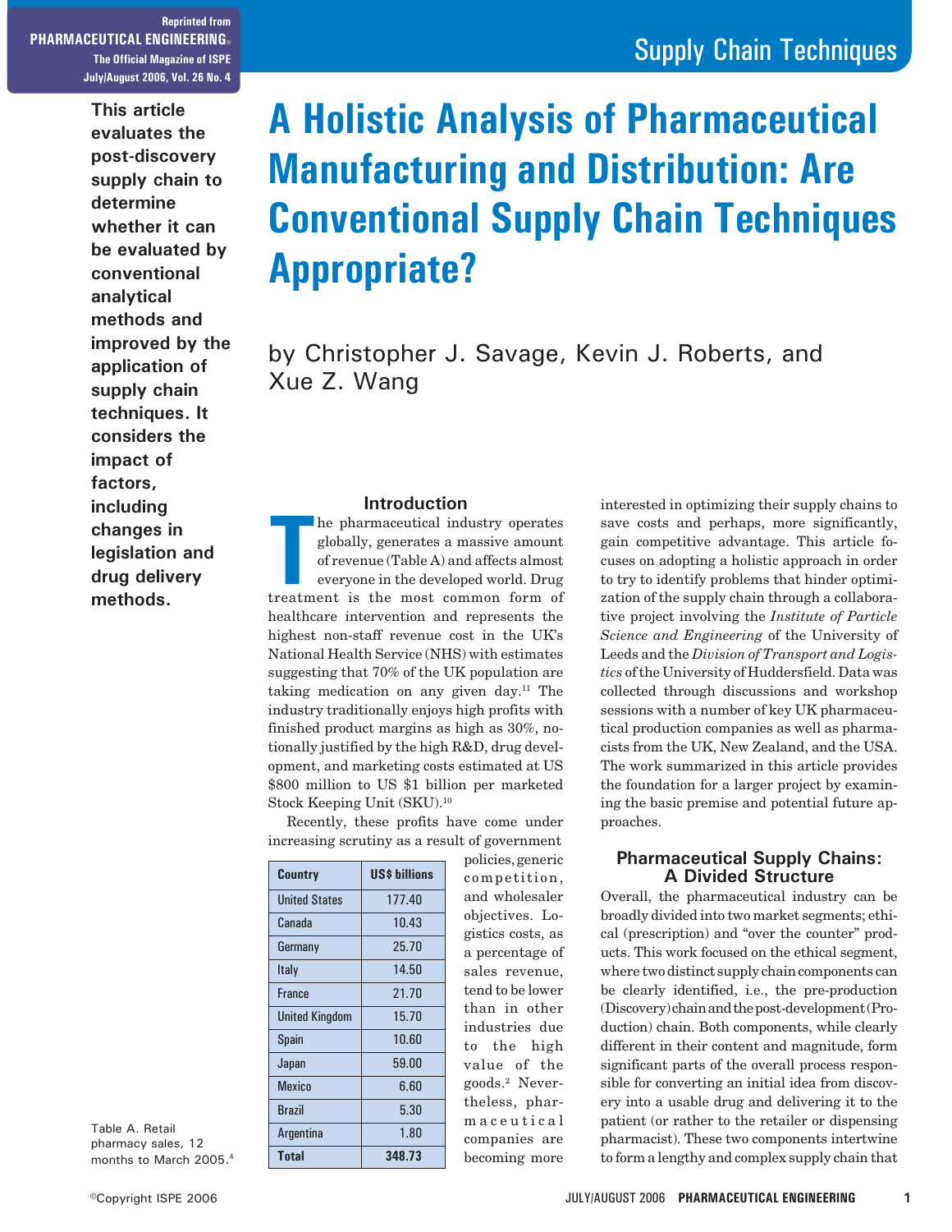This article evaluates the post-discovery supply chain to determine whether it can be evaluated by conventional analytical methods and improved by the application of supply chain techniques. It considers the impact of factors, including changes in legislation and drug delivery methods.

# A Holistic Analysis of Pharmaceutical Manufacturing and Distribution: Are Conventional Supply Chain Techniques Appropriate?

by Christopher J. Savage, Kevin J. Roberts, and Xue Z. Wang

## Introduction

The pharmaceutical industry operates globally, generates a massive amount of revenue (Table A) and affects almost everyone in the developed world. Drug treatment is the most common form of healthcare intervention and represents the highest non-staff revenue cost in the UK's National Health Service (NHS) with estimates suggesting that 70% of the UK population are taking medication on any given day.[11] The industry traditionally enjoys high profits with finished product margins as high as 30%, notionally justified by the high R&D, drug development, and marketing costs estimated at US $800 million to US $1 billion per marketed Stock Keeping Unit (SKU).[10]

Recently, these profits have come under increasing scrutiny as a result of government policies, generic competition, and wholesaler objectives. Logistics costs, as a percentage of sales revenue, tend to be lower than in other industries due to the high value of the goods.[2] Nevertheless, pharmaceutical companies are becoming more interested in optimizing their supply chains to save costs and perhaps, more significantly, gain competitive advantage. This article focuses on adopting a holistic approach in order to try to identify problems that hinder optimization of the supply chain through a collaborative project involving the *Institute of Particle Science and Engineering* of the University of Leeds and the *Division of Transport and Logistics* of the University of Huddersfield. Data was collected through discussions and workshop sessions with a number of key UK pharmaceutical production companies as well as pharmacists from the UK, New Zealand, and the USA. The work summarized in this article provides the foundation for a larger project by examining the basic premise and potential future approaches.

| Country | US$ billions |
|---|---|
| United States | 177.40 |
| Canada | 10.43 |
| Germany | 25.70 |
| Italy | 14.50 |
| France | 21.70 |
| United Kingdom | 15.70 |
| Spain | 10.60 |
| Japan | 59.00 |
| Mexico | 6.60 |
| Brazil | 5.30 |
| Argentina | 1.80 |
| **Total** | **348.73** |

Table A. Retail pharmacy sales, 12 months to March 2005.[4]

## Pharmaceutical Supply Chains: A Divided Structure

Overall, the pharmaceutical industry can be broadly divided into two market segments; ethical (prescription) and "over the counter" products. This work focused on the ethical segment, where two distinct supply chain components can be clearly identified, i.e., the pre-production (Discovery) chain and the post-development (Production) chain. Both components, while clearly different in their content and magnitude, form significant parts of the overall process responsible for converting an initial idea from discovery into a usable drug and delivering it to the patient (or rather to the retailer or dispensing pharmacist). These two components intertwine to form a lengthy and complex supply chain that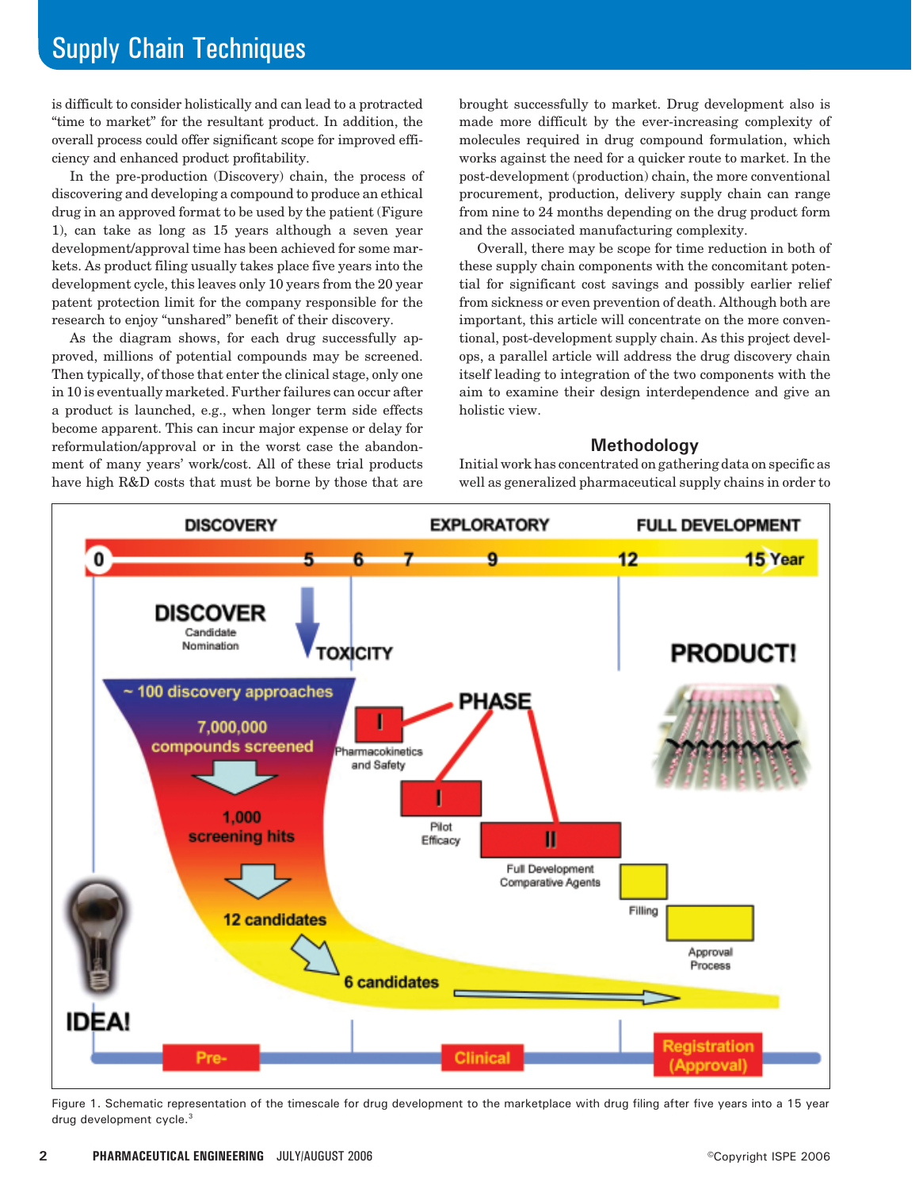is difficult to consider holistically and can lead to a protracted "time to market" for the resultant product. In addition, the overall process could offer significant scope for improved efficiency and enhanced product profitability.

In the pre-production (Discovery) chain, the process of discovering and developing a compound to produce an ethical drug in an approved format to be used by the patient (Figure 1), can take as long as 15 years although a seven year development/approval time has been achieved for some markets. As product filing usually takes place five years into the development cycle, this leaves only 10 years from the 20 year patent protection limit for the company responsible for the research to enjoy "unshared" benefit of their discovery.

As the diagram shows, for each drug successfully approved, millions of potential compounds may be screened. Then typically, of those that enter the clinical stage, only one in 10 is eventually marketed. Further failures can occur after a product is launched, e.g., when longer term side effects become apparent. This can incur major expense or delay for reformulation/approval or in the worst case the abandonment of many years' work/cost. All of these trial products have high R&D costs that must be borne by those that are brought successfully to market. Drug development also is made more difficult by the ever-increasing complexity of molecules required in drug compound formulation, which works against the need for a quicker route to market. In the post-development (production) chain, the more conventional procurement, production, delivery supply chain can range from nine to 24 months depending on the drug product form and the associated manufacturing complexity.

Overall, there may be scope for time reduction in both of these supply chain components with the concomitant potential for significant cost savings and possibly earlier relief from sickness or even prevention of death. Although both are important, this article will concentrate on the more conventional, post-development supply chain. As this project develops, a parallel article will address the drug discovery chain itself leading to integration of the two components with the aim to examine their design interdependence and give an holistic view.

## Methodology

Initial work has concentrated on gathering data on specific as well as generalized pharmaceutical supply chains in order to

Figure 1. Schematic representation of the timescale for drug development to the marketplace with drug filing after five years into a 15 year drug development cycle.[3]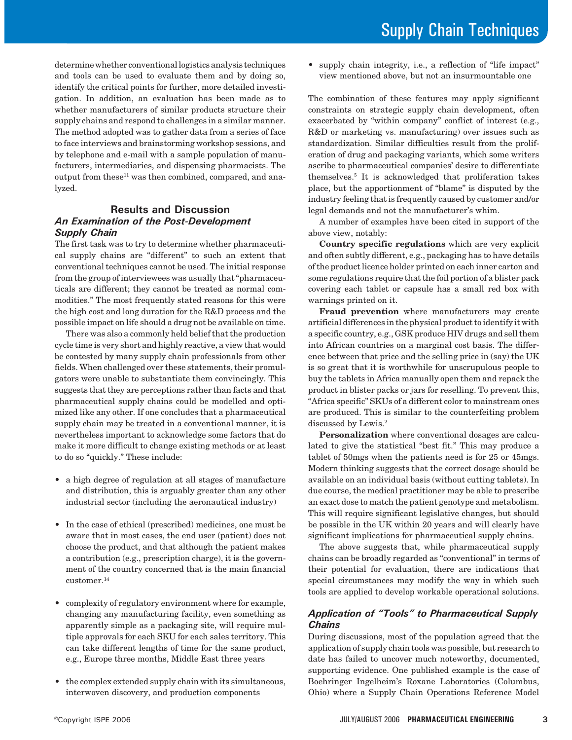determine whether conventional logistics analysis techniques and tools can be used to evaluate them and by doing so, identify the critical points for further, more detailed investigation. In addition, an evaluation has been made as to whether manufacturers of similar products structure their supply chains and respond to challenges in a similar manner. The method adopted was to gather data from a series of face to face interviews and brainstorming workshop sessions, and by telephone and e-mail with a sample population of manufacturers, intermediaries, and dispensing pharmacists. The output from these[11] was then combined, compared, and analyzed.

## Results and Discussion

### An Examination of the Post-Development Supply Chain

The first task was to try to determine whether pharmaceutical supply chains are "different" to such an extent that conventional techniques cannot be used. The initial response from the group of interviewees was usually that "pharmaceuticals are different; they cannot be treated as normal commodities." The most frequently stated reasons for this were the high cost and long duration for the R&D process and the possible impact on life should a drug not be available on time.

There was also a commonly held belief that the production cycle time is very short and highly reactive, a view that would be contested by many supply chain professionals from other fields. When challenged over these statements, their promulgators were unable to substantiate them convincingly. This suggests that they are perceptions rather than facts and that pharmaceutical supply chains could be modelled and optimized like any other. If one concludes that a pharmaceutical supply chain may be treated in a conventional manner, it is nevertheless important to acknowledge some factors that do make it more difficult to change existing methods or at least to do so "quickly." These include:

- a high degree of regulation at all stages of manufacture and distribution, this is arguably greater than any other industrial sector (including the aeronautical industry)
- In the case of ethical (prescribed) medicines, one must be aware that in most cases, the end user (patient) does not choose the product, and that although the patient makes a contribution (e.g., prescription charge), it is the government of the country concerned that is the main financial customer.[14]
- complexity of regulatory environment where for example, changing any manufacturing facility, even something as apparently simple as a packaging site, will require multiple approvals for each SKU for each sales territory. This can take different lengths of time for the same product, e.g., Europe three months, Middle East three years
- the complex extended supply chain with its simultaneous, interwoven discovery, and production components
- supply chain integrity, i.e., a reflection of "life impact" view mentioned above, but not an insurmountable one

The combination of these features may apply significant constraints on strategic supply chain development, often exacerbated by "within company" conflict of interest (e.g., R&D or marketing vs. manufacturing) over issues such as standardization. Similar difficulties result from the proliferation of drug and packaging variants, which some writers ascribe to pharmaceutical companies' desire to differentiate themselves.[5] It is acknowledged that proliferation takes place, but the apportionment of "blame" is disputed by the industry feeling that is frequently caused by customer and/or legal demands and not the manufacturer's whim.

A number of examples have been cited in support of the above view, notably:

**Country specific regulations** which are very explicit and often subtly different, e.g., packaging has to have details of the product licence holder printed on each inner carton and some regulations require that the foil portion of a blister pack covering each tablet or capsule has a small red box with warnings printed on it.

**Fraud prevention** where manufacturers may create artificial differences in the physical product to identify it with a specific country, e.g., GSK produce HIV drugs and sell them into African countries on a marginal cost basis. The difference between that price and the selling price in (say) the UK is so great that it is worthwhile for unscrupulous people to buy the tablets in Africa manually open them and repack the product in blister packs or jars for reselling. To prevent this, "Africa specific" SKUs of a different color to mainstream ones are produced. This is similar to the counterfeiting problem discussed by Lewis.[2]

**Personalization** where conventional dosages are calculated to give the statistical "best fit." This may produce a tablet of 50mgs when the patients need is for 25 or 45mgs. Modern thinking suggests that the correct dosage should be available on an individual basis (without cutting tablets). In due course, the medical practitioner may be able to prescribe an exact dose to match the patient genotype and metabolism. This will require significant legislative changes, but should be possible in the UK within 20 years and will clearly have significant implications for pharmaceutical supply chains.

The above suggests that, while pharmaceutical supply chains can be broadly regarded as "conventional" in terms of their potential for evaluation, there are indications that special circumstances may modify the way in which such tools are applied to develop workable operational solutions.

### Application of "Tools" to Pharmaceutical Supply Chains

During discussions, most of the population agreed that the application of supply chain tools was possible, but research to date has failed to uncover much noteworthy, documented, supporting evidence. One published example is the case of Boehringer Ingelheim's Roxane Laboratories (Columbus, Ohio) where a Supply Chain Operations Reference Model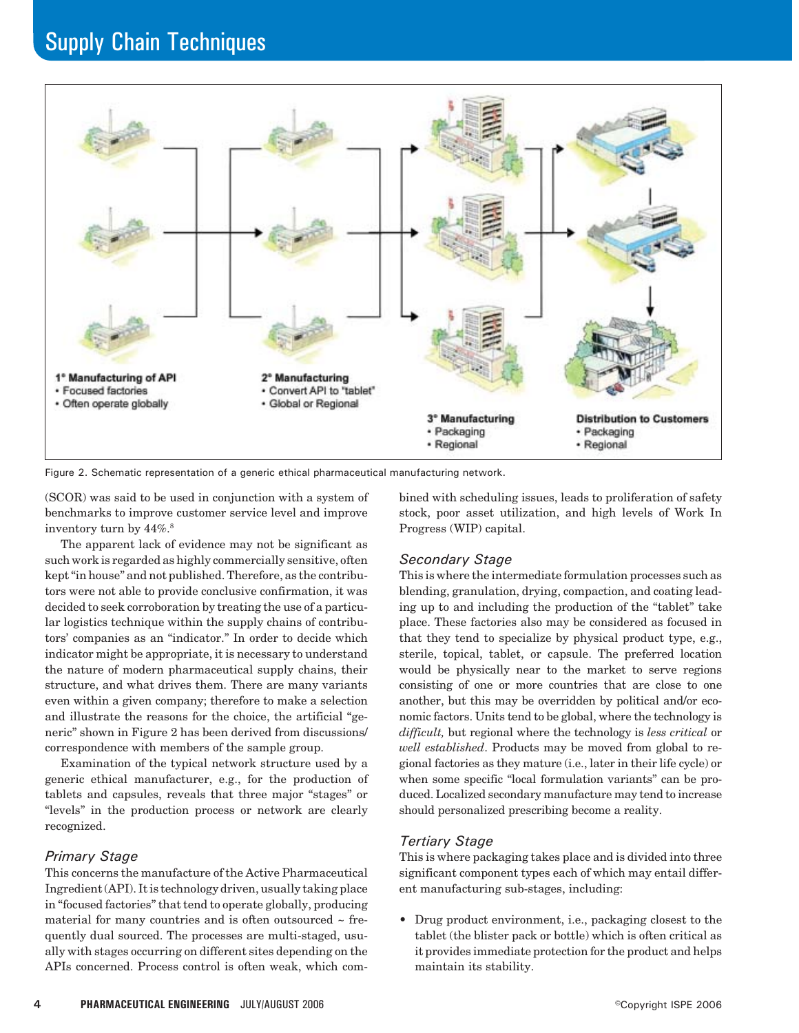Figure 2. Schematic representation of a generic ethical pharmaceutical manufacturing network.

(SCOR) was said to be used in conjunction with a system of benchmarks to improve customer service level and improve inventory turn by 44%.[8]

The apparent lack of evidence may not be significant as such work is regarded as highly commercially sensitive, often kept "in house" and not published. Therefore, as the contributors were not able to provide conclusive confirmation, it was decided to seek corroboration by treating the use of a particular logistics technique within the supply chains of contributors' companies as an "indicator." In order to decide which indicator might be appropriate, it is necessary to understand the nature of modern pharmaceutical supply chains, their structure, and what drives them. There are many variants even within a given company; therefore to make a selection and illustrate the reasons for the choice, the artificial "generic" shown in Figure 2 has been derived from discussions/correspondence with members of the sample group.

Examination of the typical network structure used by a generic ethical manufacturer, e.g., for the production of tablets and capsules, reveals that three major "stages" or "levels" in the production process or network are clearly recognized.

### *Primary Stage*

This concerns the manufacture of the Active Pharmaceutical Ingredient (API). It is technology driven, usually taking place in "focused factories" that tend to operate globally, producing material for many countries and is often outsourced ~ frequently dual sourced. The processes are multi-staged, usually with stages occurring on different sites depending on the APIs concerned. Process control is often weak, which combined with scheduling issues, leads to proliferation of safety stock, poor asset utilization, and high levels of Work In Progress (WIP) capital.

### *Secondary Stage*

This is where the intermediate formulation processes such as blending, granulation, drying, compaction, and coating leading up to and including the production of the "tablet" take place. These factories also may be considered as focused in that they tend to specialize by physical product type, e.g., sterile, topical, tablet, or capsule. The preferred location would be physically near to the market to serve regions consisting of one or more countries that are close to one another, but this may be overridden by political and/or economic factors. Units tend to be global, where the technology is *difficult,* but regional where the technology is *less critical* or *well established*. Products may be moved from global to regional factories as they mature (i.e., later in their life cycle) or when some specific "local formulation variants" can be produced. Localized secondary manufacture may tend to increase should personalized prescribing become a reality.

### *Tertiary Stage*

This is where packaging takes place and is divided into three significant component types each of which may entail different manufacturing sub-stages, including:

- Drug product environment, i.e., packaging closest to the tablet (the blister pack or bottle) which is often critical as it provides immediate protection for the product and helps maintain its stability.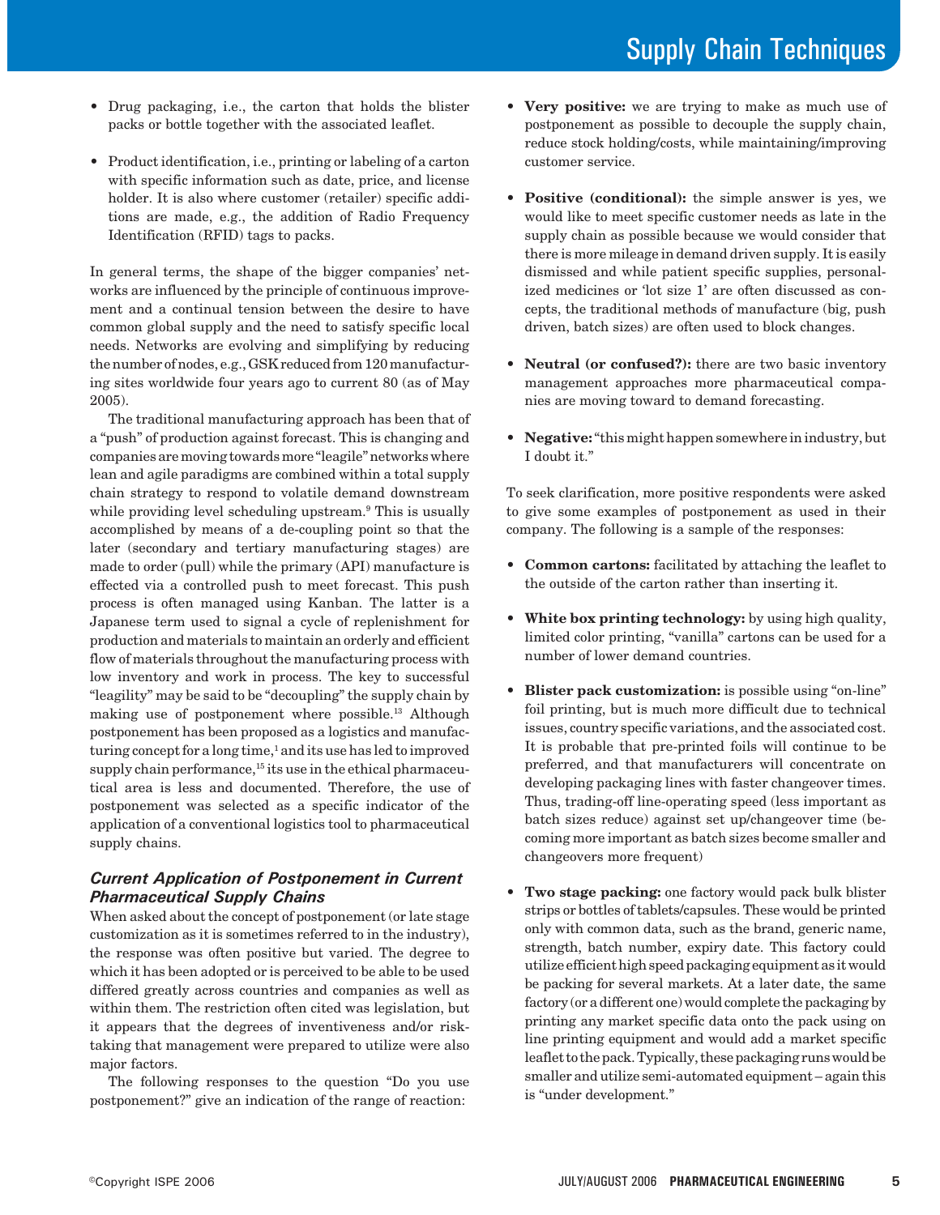- Drug packaging, i.e., the carton that holds the blister packs or bottle together with the associated leaflet.
- Product identification, i.e., printing or labeling of a carton with specific information such as date, price, and license holder. It is also where customer (retailer) specific additions are made, e.g., the addition of Radio Frequency Identification (RFID) tags to packs.

In general terms, the shape of the bigger companies' networks are influenced by the principle of continuous improvement and a continual tension between the desire to have common global supply and the need to satisfy specific local needs. Networks are evolving and simplifying by reducing the number of nodes, e.g., GSK reduced from 120 manufacturing sites worldwide four years ago to current 80 (as of May 2005).

The traditional manufacturing approach has been that of a "push" of production against forecast. This is changing and companies are moving towards more "leagile" networks where lean and agile paradigms are combined within a total supply chain strategy to respond to volatile demand downstream while providing level scheduling upstream.[9] This is usually accomplished by means of a de-coupling point so that the later (secondary and tertiary manufacturing stages) are made to order (pull) while the primary (API) manufacture is effected via a controlled push to meet forecast. This push process is often managed using Kanban. The latter is a Japanese term used to signal a cycle of replenishment for production and materials to maintain an orderly and efficient flow of materials throughout the manufacturing process with low inventory and work in process. The key to successful "leagility" may be said to be "decoupling" the supply chain by making use of postponement where possible.[13] Although postponement has been proposed as a logistics and manufacturing concept for a long time,[1] and its use has led to improved supply chain performance,[15] its use in the ethical pharmaceutical area is less and documented. Therefore, the use of postponement was selected as a specific indicator of the application of a conventional logistics tool to pharmaceutical supply chains.

### *Current Application of Postponement in Current Pharmaceutical Supply Chains*

When asked about the concept of postponement (or late stage customization as it is sometimes referred to in the industry), the response was often positive but varied. The degree to which it has been adopted or is perceived to be able to be used differed greatly across countries and companies as well as within them. The restriction often cited was legislation, but it appears that the degrees of inventiveness and/or risk-taking that management were prepared to utilize were also major factors.

The following responses to the question "Do you use postponement?" give an indication of the range of reaction:

- **Very positive:** we are trying to make as much use of postponement as possible to decouple the supply chain, reduce stock holding/costs, while maintaining/improving customer service.
- **Positive (conditional):** the simple answer is yes, we would like to meet specific customer needs as late in the supply chain as possible because we would consider that there is more mileage in demand driven supply. It is easily dismissed and while patient specific supplies, personalized medicines or 'lot size 1' are often discussed as concepts, the traditional methods of manufacture (big, push driven, batch sizes) are often used to block changes.
- **Neutral (or confused?):** there are two basic inventory management approaches more pharmaceutical companies are moving toward to demand forecasting.
- **Negative:** "this might happen somewhere in industry, but I doubt it."

To seek clarification, more positive respondents were asked to give some examples of postponement as used in their company. The following is a sample of the responses:

- **Common cartons:** facilitated by attaching the leaflet to the outside of the carton rather than inserting it.
- **White box printing technology:** by using high quality, limited color printing, "vanilla" cartons can be used for a number of lower demand countries.
- **Blister pack customization:** is possible using "on-line" foil printing, but is much more difficult due to technical issues, country specific variations, and the associated cost. It is probable that pre-printed foils will continue to be preferred, and that manufacturers will concentrate on developing packaging lines with faster changeover times. Thus, trading-off line-operating speed (less important as batch sizes reduce) against set up/changeover time (becoming more important as batch sizes become smaller and changeovers more frequent)
- **Two stage packing:** one factory would pack bulk blister strips or bottles of tablets/capsules. These would be printed only with common data, such as the brand, generic name, strength, batch number, expiry date. This factory could utilize efficient high speed packaging equipment as it would be packing for several markets. At a later date, the same factory (or a different one) would complete the packaging by printing any market specific data onto the pack using on line printing equipment and would add a market specific leaflet to the pack. Typically, these packaging runs would be smaller and utilize semi-automated equipment – again this is "under development."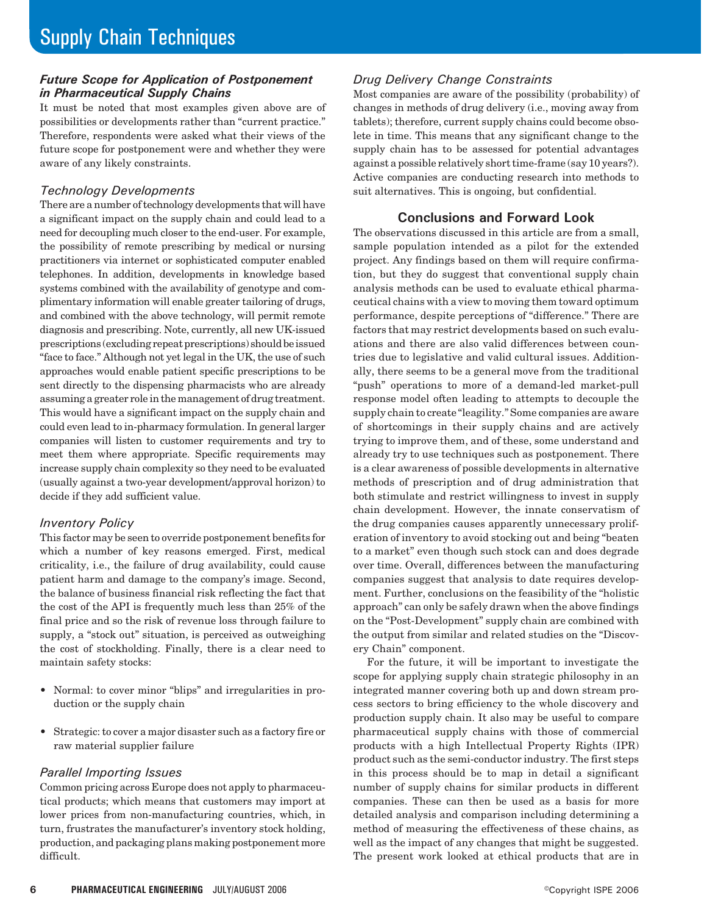### *Future Scope for Application of Postponement in Pharmaceutical Supply Chains*

It must be noted that most examples given above are of possibilities or developments rather than "current practice." Therefore, respondents were asked what their views of the future scope for postponement were and whether they were aware of any likely constraints.

#### *Technology Developments*

There are a number of technology developments that will have a significant impact on the supply chain and could lead to a need for decoupling much closer to the end-user. For example, the possibility of remote prescribing by medical or nursing practitioners via internet or sophisticated computer enabled telephones. In addition, developments in knowledge based systems combined with the availability of genotype and complimentary information will enable greater tailoring of drugs, and combined with the above technology, will permit remote diagnosis and prescribing. Note, currently, all new UK-issued prescriptions (excluding repeat prescriptions) should be issued "face to face." Although not yet legal in the UK, the use of such approaches would enable patient specific prescriptions to be sent directly to the dispensing pharmacists who are already assuming a greater role in the management of drug treatment. This would have a significant impact on the supply chain and could even lead to in-pharmacy formulation. In general larger companies will listen to customer requirements and try to meet them where appropriate. Specific requirements may increase supply chain complexity so they need to be evaluated (usually against a two-year development/approval horizon) to decide if they add sufficient value.

#### *Inventory Policy*

This factor may be seen to override postponement benefits for which a number of key reasons emerged. First, medical criticality, i.e., the failure of drug availability, could cause patient harm and damage to the company's image. Second, the balance of business financial risk reflecting the fact that the cost of the API is frequently much less than 25% of the final price and so the risk of revenue loss through failure to supply, a "stock out" situation, is perceived as outweighing the cost of stockholding. Finally, there is a clear need to maintain safety stocks:

- Normal: to cover minor "blips" and irregularities in production or the supply chain
- Strategic: to cover a major disaster such as a factory fire or raw material supplier failure

#### *Parallel Importing Issues*

Common pricing across Europe does not apply to pharmaceutical products; which means that customers may import at lower prices from non-manufacturing countries, which, in turn, frustrates the manufacturer's inventory stock holding, production, and packaging plans making postponement more difficult.

#### *Drug Delivery Change Constraints*

Most companies are aware of the possibility (probability) of changes in methods of drug delivery (i.e., moving away from tablets); therefore, current supply chains could become obsolete in time. This means that any significant change to the supply chain has to be assessed for potential advantages against a possible relatively short time-frame (say 10 years?). Active companies are conducting research into methods to suit alternatives. This is ongoing, but confidential.

## Conclusions and Forward Look

The observations discussed in this article are from a small, sample population intended as a pilot for the extended project. Any findings based on them will require confirmation, but they do suggest that conventional supply chain analysis methods can be used to evaluate ethical pharmaceutical chains with a view to moving them toward optimum performance, despite perceptions of "difference." There are factors that may restrict developments based on such evaluations and there are also valid differences between countries due to legislative and valid cultural issues. Additionally, there seems to be a general move from the traditional "push" operations to more of a demand-led market-pull response model often leading to attempts to decouple the supply chain to create "leagility." Some companies are aware of shortcomings in their supply chains and are actively trying to improve them, and of these, some understand and already try to use techniques such as postponement. There is a clear awareness of possible developments in alternative methods of prescription and of drug administration that both stimulate and restrict willingness to invest in supply chain development. However, the innate conservatism of the drug companies causes apparently unnecessary proliferation of inventory to avoid stocking out and being "beaten to a market" even though such stock can and does degrade over time. Overall, differences between the manufacturing companies suggest that analysis to date requires development. Further, conclusions on the feasibility of the "holistic approach" can only be safely drawn when the above findings on the "Post-Development" supply chain are combined with the output from similar and related studies on the "Discovery Chain" component.

For the future, it will be important to investigate the scope for applying supply chain strategic philosophy in an integrated manner covering both up and down stream process sectors to bring efficiency to the whole discovery and production supply chain. It also may be useful to compare pharmaceutical supply chains with those of commercial products with a high Intellectual Property Rights (IPR) product such as the semi-conductor industry. The first steps in this process should be to map in detail a significant number of supply chains for similar products in different companies. These can then be used as a basis for more detailed analysis and comparison including determining a method of measuring the effectiveness of these chains, as well as the impact of any changes that might be suggested. The present work looked at ethical products that are in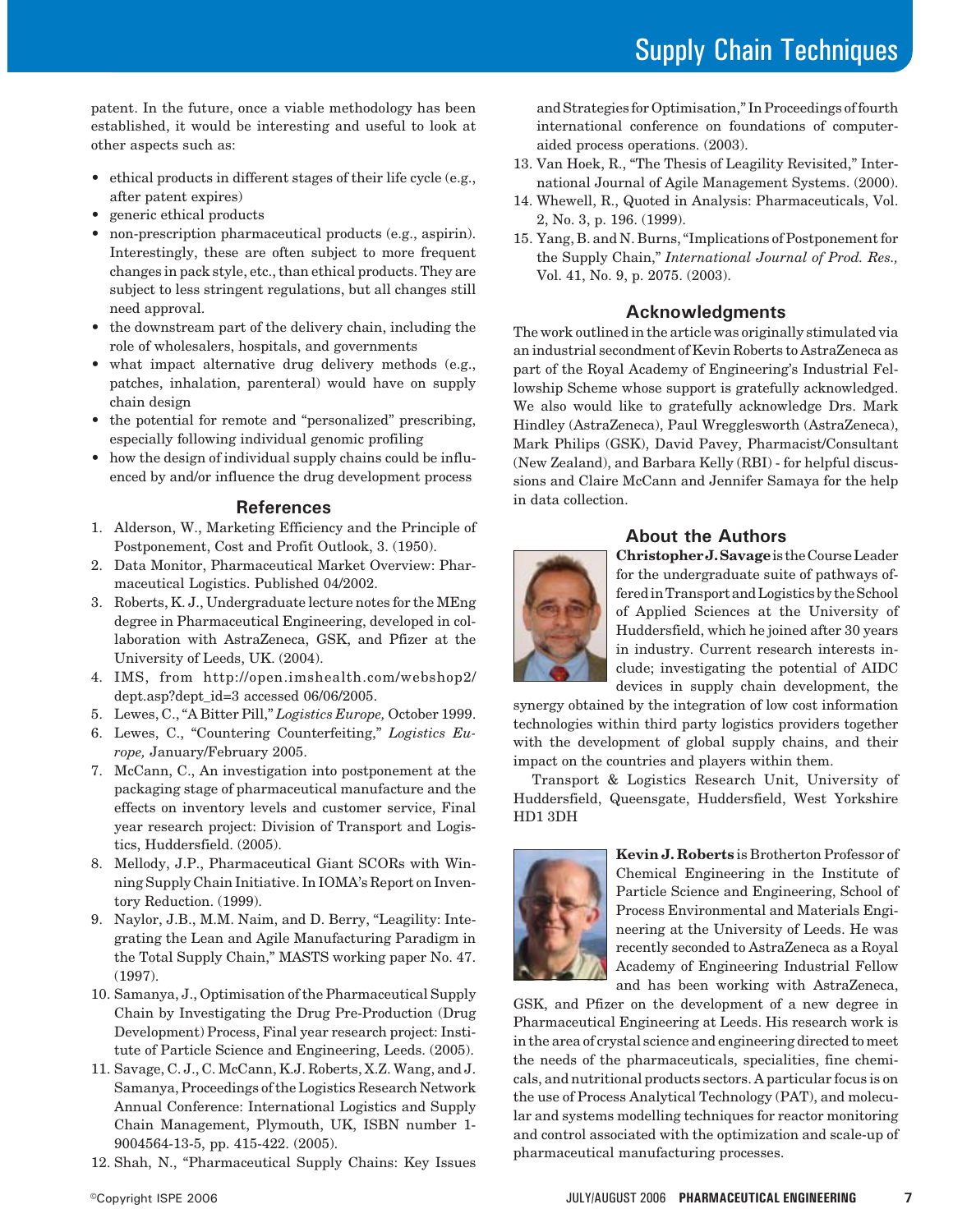patent. In the future, once a viable methodology has been established, it would be interesting and useful to look at other aspects such as:

- ethical products in different stages of their life cycle (e.g., after patent expires)
- generic ethical products
- non-prescription pharmaceutical products (e.g., aspirin). Interestingly, these are often subject to more frequent changes in pack style, etc., than ethical products. They are subject to less stringent regulations, but all changes still need approval.
- the downstream part of the delivery chain, including the role of wholesalers, hospitals, and governments
- what impact alternative drug delivery methods (e.g., patches, inhalation, parenteral) would have on supply chain design
- the potential for remote and "personalized" prescribing, especially following individual genomic profiling
- how the design of individual supply chains could be influenced by and/or influence the drug development process

## References

1. Alderson, W., Marketing Efficiency and the Principle of Postponement, Cost and Profit Outlook, 3. (1950).
2. Data Monitor, Pharmaceutical Market Overview: Pharmaceutical Logistics. Published 04/2002.
3. Roberts, K. J., Undergraduate lecture notes for the MEng degree in Pharmaceutical Engineering, developed in collaboration with AstraZeneca, GSK, and Pfizer at the University of Leeds, UK. (2004).
4. IMS, from http://open.imshealth.com/webshop2/dept.asp?dept_id=3 accessed 06/06/2005.
5. Lewes, C., "A Bitter Pill," *Logistics Europe,* October 1999.
6. Lewes, C., "Countering Counterfeiting," *Logistics Europe,* January/February 2005.
7. McCann, C., An investigation into postponement at the packaging stage of pharmaceutical manufacture and the effects on inventory levels and customer service, Final year research project: Division of Transport and Logistics, Huddersfield. (2005).
8. Mellody, J.P., Pharmaceutical Giant SCORs with Winning Supply Chain Initiative. In IOMA's Report on Inventory Reduction. (1999).
9. Naylor, J.B., M.M. Naim, and D. Berry, "Leagility: Integrating the Lean and Agile Manufacturing Paradigm in the Total Supply Chain," MASTS working paper No. 47. (1997).
10. Samanya, J., Optimisation of the Pharmaceutical Supply Chain by Investigating the Drug Pre-Production (Drug Development) Process, Final year research project: Institute of Particle Science and Engineering, Leeds. (2005).
11. Savage, C. J., C. McCann, K.J. Roberts, X.Z. Wang, and J. Samanya, Proceedings of the Logistics Research Network Annual Conference: International Logistics and Supply Chain Management, Plymouth, UK, ISBN number 1-9004564-13-5, pp. 415-422. (2005).
12. Shah, N., "Pharmaceutical Supply Chains: Key Issues and Strategies for Optimisation," In Proceedings of fourth international conference on foundations of computer-aided process operations. (2003).
13. Van Hoek, R., "The Thesis of Leagility Revisited," International Journal of Agile Management Systems. (2000).
14. Whewell, R., Quoted in Analysis: Pharmaceuticals, Vol. 2, No. 3, p. 196. (1999).
15. Yang, B. and N. Burns, "Implications of Postponement for the Supply Chain," *International Journal of Prod. Res.,* Vol. 41, No. 9, p. 2075. (2003).

## Acknowledgments

The work outlined in the article was originally stimulated via an industrial secondment of Kevin Roberts to AstraZeneca as part of the Royal Academy of Engineering's Industrial Fellowship Scheme whose support is gratefully acknowledged. We also would like to gratefully acknowledge Drs. Mark Hindley (AstraZeneca), Paul Wregglesworth (AstraZeneca), Mark Philips (GSK), David Pavey, Pharmacist/Consultant (New Zealand), and Barbara Kelly (RBI) - for helpful discussions and Claire McCann and Jennifer Samaya for the help in data collection.

## About the Authors

**Christopher J. Savage** is the Course Leader for the undergraduate suite of pathways offered in Transport and Logistics by the School of Applied Sciences at the University of Huddersfield, which he joined after 30 years in industry. Current research interests include; investigating the potential of AIDC devices in supply chain development, the synergy obtained by the integration of low cost information technologies within third party logistics providers together with the development of global supply chains, and their impact on the countries and players within them.

Transport & Logistics Research Unit, University of Huddersfield, Queensgate, Huddersfield, West Yorkshire HD1 3DH

**Kevin J. Roberts** is Brotherton Professor of Chemical Engineering in the Institute of Particle Science and Engineering, School of Process Environmental and Materials Engineering at the University of Leeds. He was recently seconded to AstraZeneca as a Royal Academy of Engineering Industrial Fellow and has been working with AstraZeneca, GSK, and Pfizer on the development of a new degree in Pharmaceutical Engineering at Leeds. His research work is in the area of crystal science and engineering directed to meet the needs of the pharmaceuticals, specialities, fine chemicals, and nutritional products sectors. A particular focus is on the use of Process Analytical Technology (PAT), and molecular and systems modelling techniques for reactor monitoring and control associated with the optimization and scale-up of pharmaceutical manufacturing processes.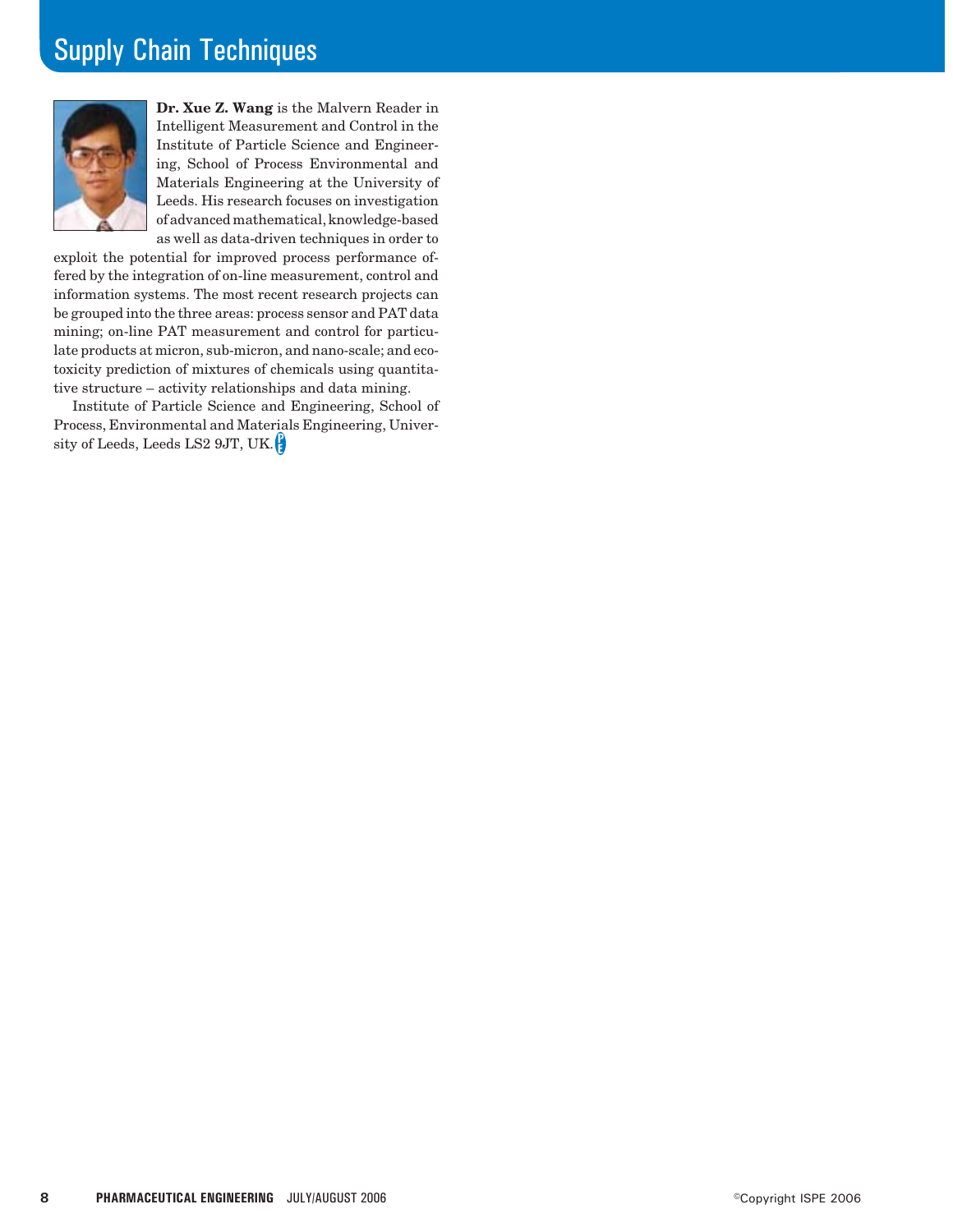**Dr. Xue Z. Wang** is the Malvern Reader in Intelligent Measurement and Control in the Institute of Particle Science and Engineering, School of Process Environmental and Materials Engineering at the University of Leeds. His research focuses on investigation of advanced mathematical, knowledge-based as well as data-driven techniques in order to exploit the potential for improved process performance offered by the integration of on-line measurement, control and information systems. The most recent research projects can be grouped into the three areas: process sensor and PAT data mining; on-line PAT measurement and control for particulate products at micron, sub-micron, and nano-scale; and ecotoxicity prediction of mixtures of chemicals using quantitative structure – activity relationships and data mining.

Institute of Particle Science and Engineering, School of Process, Environmental and Materials Engineering, University of Leeds, Leeds LS2 9JT, UK.